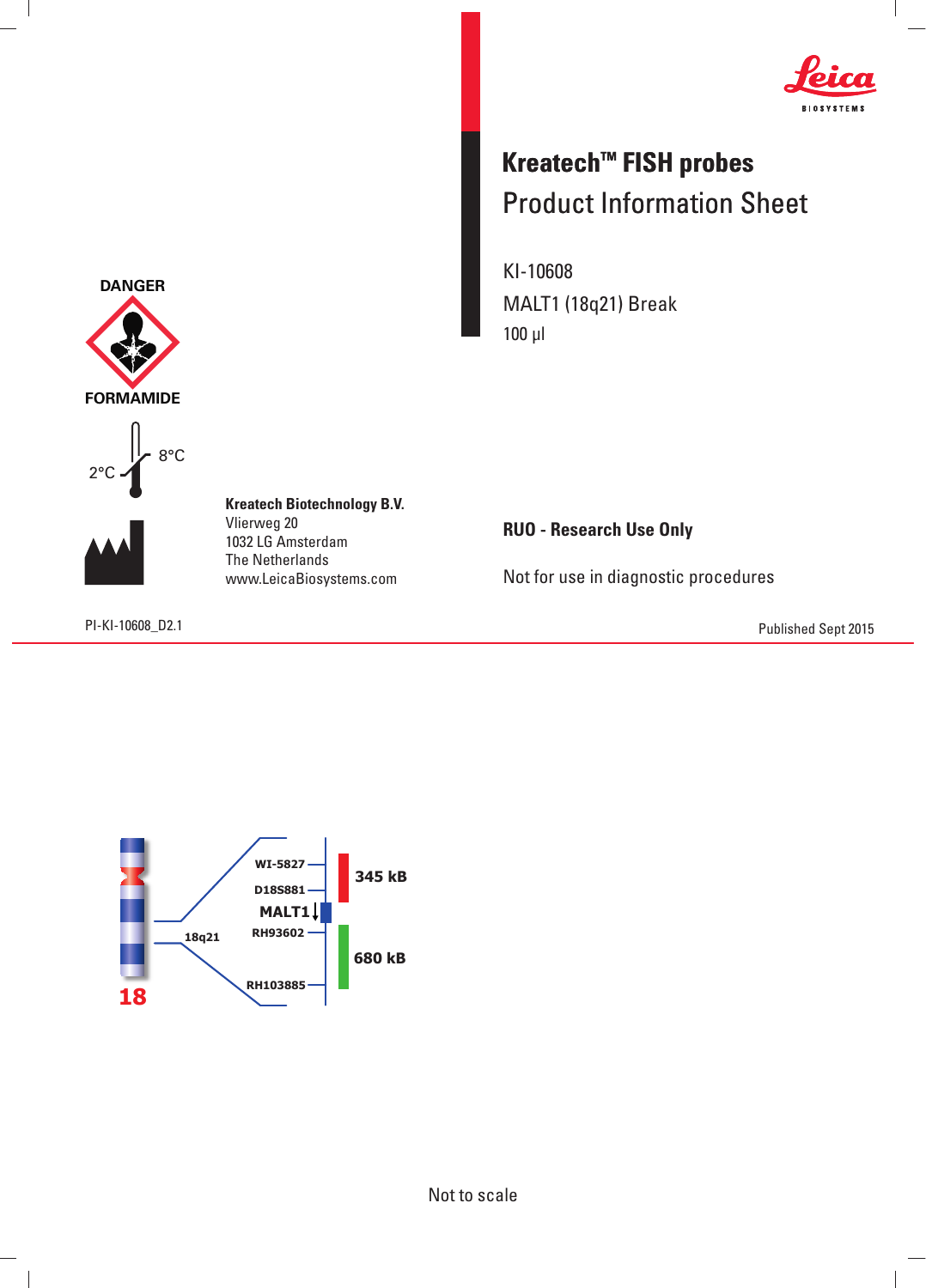# Kreatech™ FISH probes

## Product Information Sheet

KI-10608

MALT1 (18q21) Break

100 µl

DANGER

FORMAMIDE

2°C 8°C

**Kreatech Biotechnology B.V.**
Vlierweg 20
1032 LG Amsterdam
The Netherlands
www.LeicaBiosystems.com

**RUO - Research Use Only**

Not for use in diagnostic procedures

PI-KI-10608_D2.1

Published Sept 2015

WI-5827

D18S881

MALT1

RH93602

RH103885

18q21

18

345 kB

680 kB

Not to scale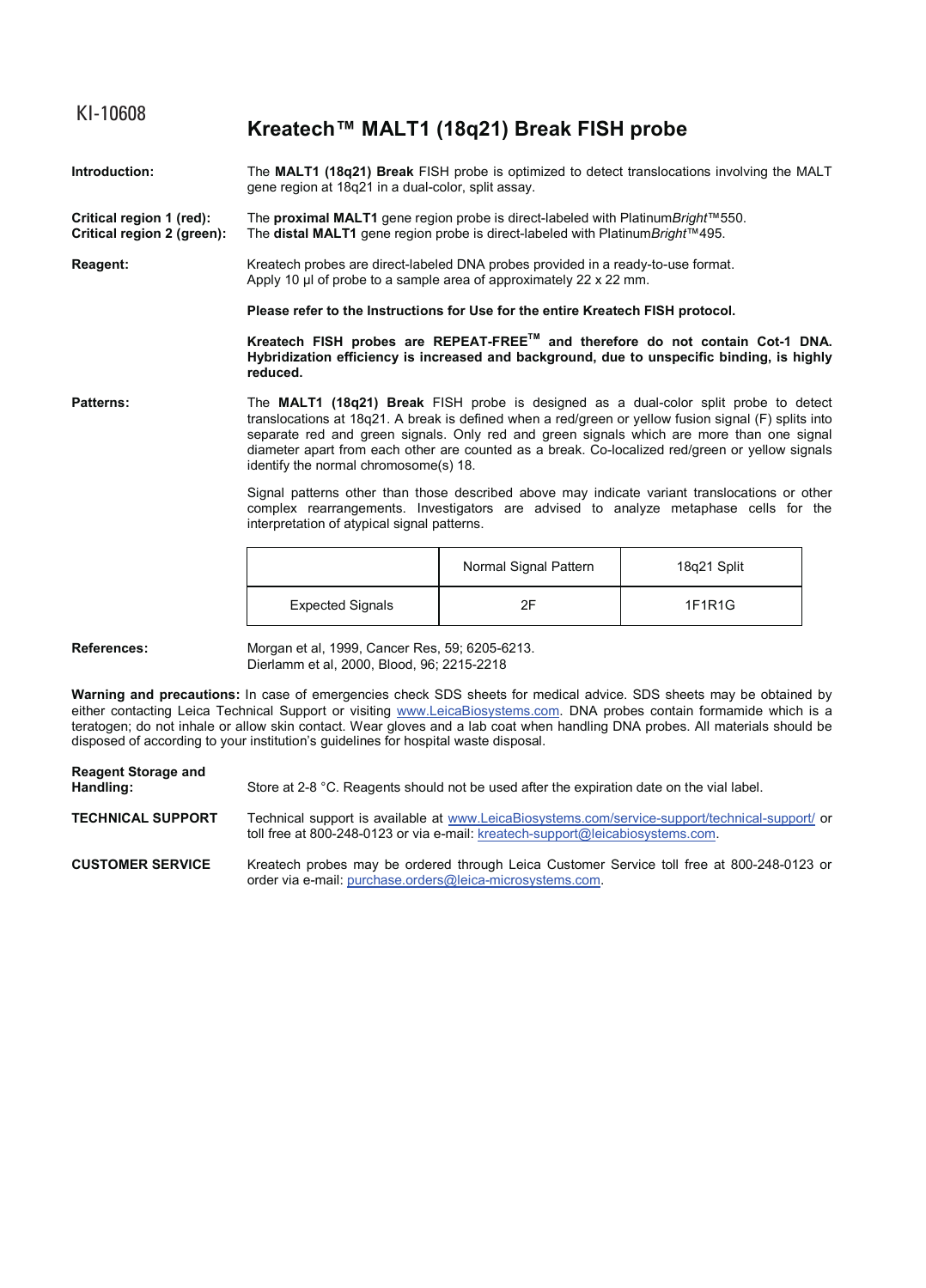KI-10608

# Kreatech™ MALT1 (18q21) Break FISH probe

**Introduction:** The **MALT1 (18q21) Break** FISH probe is optimized to detect translocations involving the MALT gene region at 18q21 in a dual-color, split assay.

**Critical region 1 (red):** The **proximal MALT1** gene region probe is direct-labeled with Platinum*Bright*™550.
**Critical region 2 (green):** The **distal MALT1** gene region probe is direct-labeled with Platinum*Bright*™495.

**Reagent:** Kreatech probes are direct-labeled DNA probes provided in a ready-to-use format. Apply 10 µl of probe to a sample area of approximately 22 x 22 mm.

**Please refer to the Instructions for Use for the entire Kreatech FISH protocol.**

**Kreatech FISH probes are REPEAT-FREE™ and therefore do not contain Cot-1 DNA. Hybridization efficiency is increased and background, due to unspecific binding, is highly reduced.**

**Patterns:** The **MALT1 (18q21) Break** FISH probe is designed as a dual-color split probe to detect translocations at 18q21. A break is defined when a red/green or yellow fusion signal (F) splits into separate red and green signals. Only red and green signals which are more than one signal diameter apart from each other are counted as a break. Co-localized red/green or yellow signals identify the normal chromosome(s) 18.

Signal patterns other than those described above may indicate variant translocations or other complex rearrangements. Investigators are advised to analyze metaphase cells for the interpretation of atypical signal patterns.

| | Normal Signal Pattern | 18q21 Split |
|---|---|---|
| Expected Signals | 2F | 1F1R1G |

**References:** Morgan et al, 1999, Cancer Res, 59; 6205-6213.
Dierlamm et al, 2000, Blood, 96; 2215-2218

**Warning and precautions:** In case of emergencies check SDS sheets for medical advice. SDS sheets may be obtained by either contacting Leica Technical Support or visiting www.LeicaBiosystems.com. DNA probes contain formamide which is a teratogen; do not inhale or allow skin contact. Wear gloves and a lab coat when handling DNA probes. All materials should be disposed of according to your institution's guidelines for hospital waste disposal.

**Reagent Storage and Handling:** Store at 2-8 °C. Reagents should not be used after the expiration date on the vial label.

**TECHNICAL SUPPORT** Technical support is available at www.LeicaBiosystems.com/service-support/technical-support/ or toll free at 800-248-0123 or via e-mail: kreatech-support@leicabiosystems.com.

**CUSTOMER SERVICE** Kreatech probes may be ordered through Leica Customer Service toll free at 800-248-0123 or order via e-mail: purchase.orders@leica-microsystems.com.